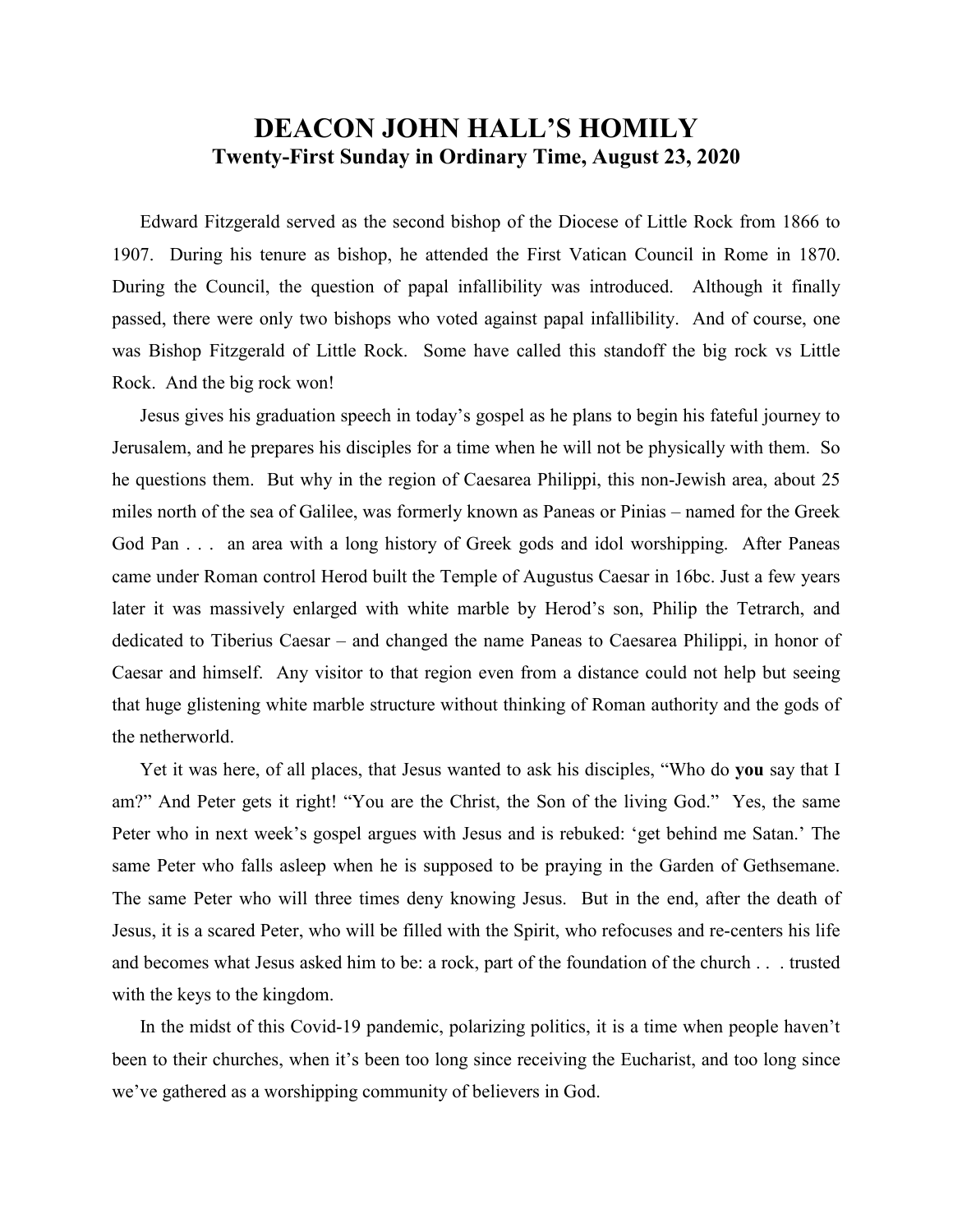# DEACON JOHN HALL'S HOMILY
## Twenty-First Sunday in Ordinary Time, August 23, 2020

Edward Fitzgerald served as the second bishop of the Diocese of Little Rock from 1866 to 1907. During his tenure as bishop, he attended the First Vatican Council in Rome in 1870. During the Council, the question of papal infallibility was introduced. Although it finally passed, there were only two bishops who voted against papal infallibility. And of course, one was Bishop Fitzgerald of Little Rock. Some have called this standoff the big rock vs Little Rock. And the big rock won!

Jesus gives his graduation speech in today's gospel as he plans to begin his fateful journey to Jerusalem, and he prepares his disciples for a time when he will not be physically with them. So he questions them. But why in the region of Caesarea Philippi, this non-Jewish area, about 25 miles north of the sea of Galilee, was formerly known as Paneas or Pinias – named for the Greek God Pan . . . an area with a long history of Greek gods and idol worshipping. After Paneas came under Roman control Herod built the Temple of Augustus Caesar in 16bc. Just a few years later it was massively enlarged with white marble by Herod's son, Philip the Tetrarch, and dedicated to Tiberius Caesar – and changed the name Paneas to Caesarea Philippi, in honor of Caesar and himself. Any visitor to that region even from a distance could not help but seeing that huge glistening white marble structure without thinking of Roman authority and the gods of the netherworld.

Yet it was here, of all places, that Jesus wanted to ask his disciples, "Who do **you** say that I am?" And Peter gets it right! "You are the Christ, the Son of the living God." Yes, the same Peter who in next week's gospel argues with Jesus and is rebuked: 'get behind me Satan.' The same Peter who falls asleep when he is supposed to be praying in the Garden of Gethsemane. The same Peter who will three times deny knowing Jesus. But in the end, after the death of Jesus, it is a scared Peter, who will be filled with the Spirit, who refocuses and re-centers his life and becomes what Jesus asked him to be: a rock, part of the foundation of the church . . . trusted with the keys to the kingdom.

In the midst of this Covid-19 pandemic, polarizing politics, it is a time when people haven't been to their churches, when it's been too long since receiving the Eucharist, and too long since we've gathered as a worshipping community of believers in God.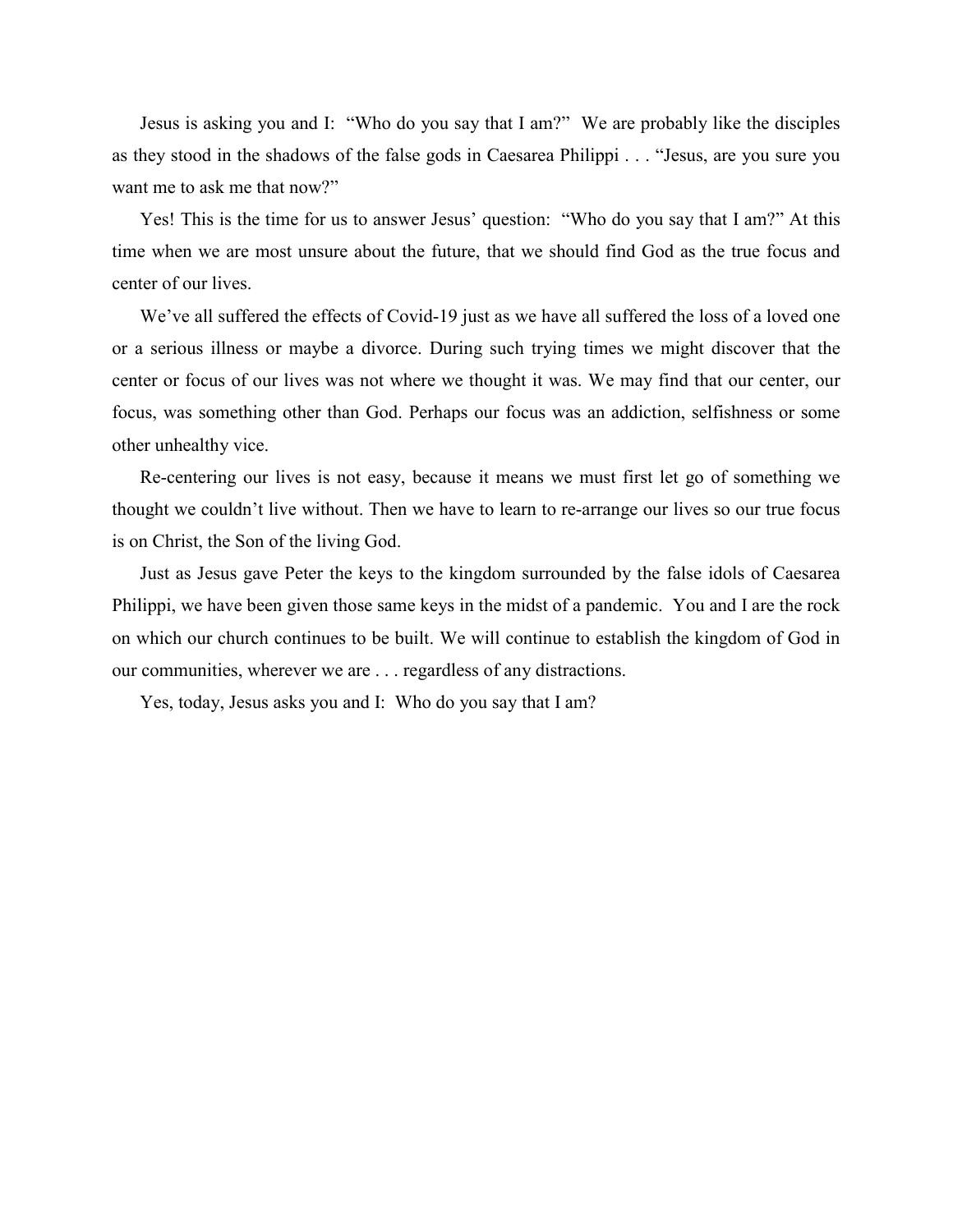Jesus is asking you and I: "Who do you say that I am?" We are probably like the disciples as they stood in the shadows of the false gods in Caesarea Philippi . . . "Jesus, are you sure you want me to ask me that now?"

Yes! This is the time for us to answer Jesus' question: "Who do you say that I am?" At this time when we are most unsure about the future, that we should find God as the true focus and center of our lives.

We've all suffered the effects of Covid-19 just as we have all suffered the loss of a loved one or a serious illness or maybe a divorce. During such trying times we might discover that the center or focus of our lives was not where we thought it was. We may find that our center, our focus, was something other than God. Perhaps our focus was an addiction, selfishness or some other unhealthy vice.

Re-centering our lives is not easy, because it means we must first let go of something we thought we couldn't live without. Then we have to learn to re-arrange our lives so our true focus is on Christ, the Son of the living God.

Just as Jesus gave Peter the keys to the kingdom surrounded by the false idols of Caesarea Philippi, we have been given those same keys in the midst of a pandemic. You and I are the rock on which our church continues to be built. We will continue to establish the kingdom of God in our communities, wherever we are . . . regardless of any distractions.

Yes, today, Jesus asks you and I: Who do you say that I am?